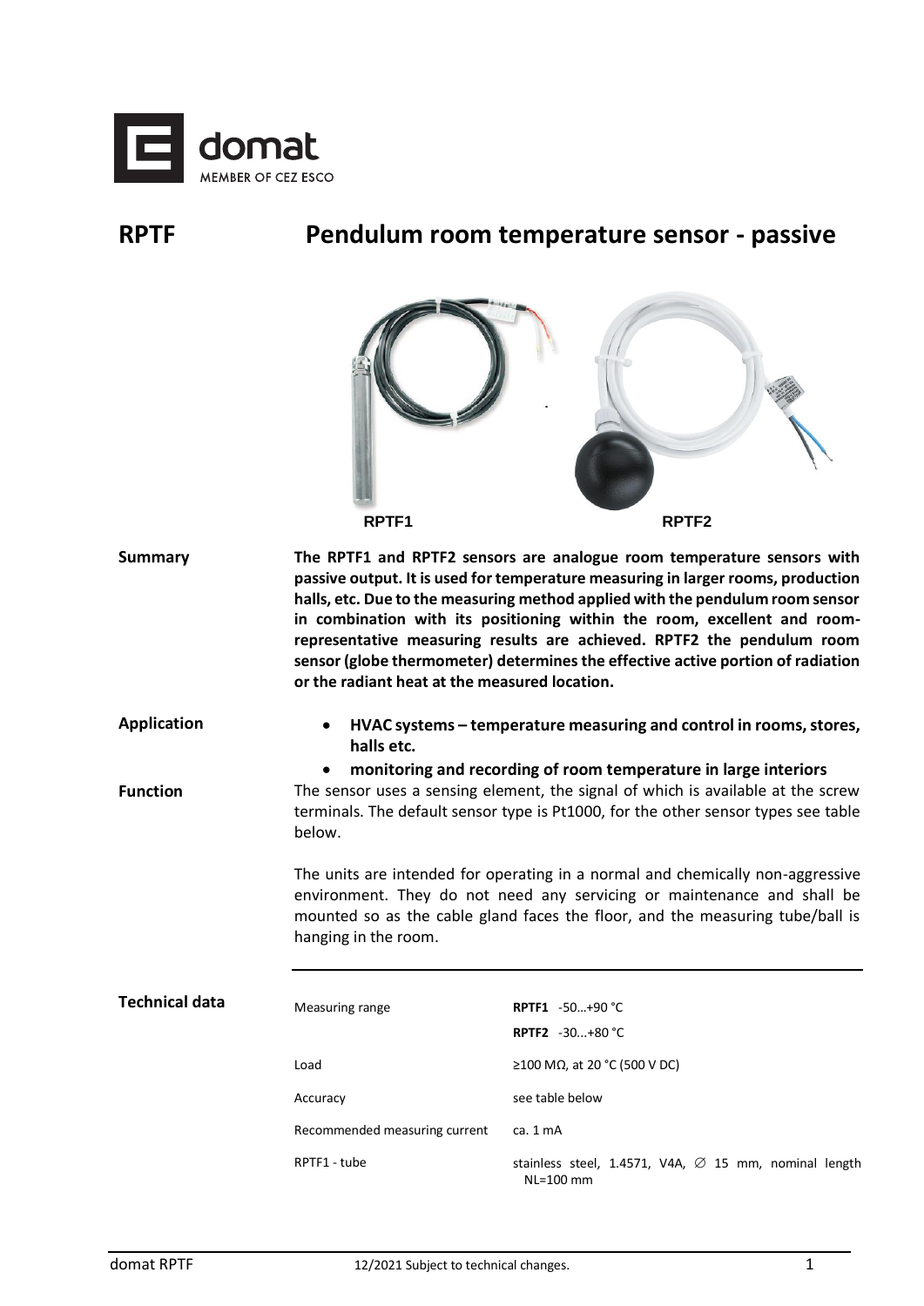# RPTF Pendulum room temperature sensor - passive

RPTF1 RPTF2

**Summary**

**The RPTF1 and RPTF2 sensors are analogue room temperature sensors with passive output. It is used for temperature measuring in larger rooms, production halls, etc. Due to the measuring method applied with the pendulum room sensor in combination with its positioning within the room, excellent and room-representative measuring results are achieved. RPTF2 the pendulum room sensor (globe thermometer) determines the effective active portion of radiation or the radiant heat at the measured location.**

**Application**

- **HVAC systems – temperature measuring and control in rooms, stores, halls etc.**
- **monitoring and recording of room temperature in large interiors**

**Function**

The sensor uses a sensing element, the signal of which is available at the screw terminals. The default sensor type is Pt1000, for the other sensor types see table below.

The units are intended for operating in a normal and chemically non-aggressive environment. They do not need any servicing or maintenance and shall be mounted so as the cable gland faces the floor, and the measuring tube/ball is hanging in the room.

**Technical data**

| | |
|---|---|
| Measuring range | **RPTF1** -50…+90 °C<br>**RPTF2** -30...+80 °C |
| Load | ≥100 MΩ, at 20 °C (500 V DC) |
| Accuracy | see table below |
| Recommended measuring current | ca. 1 mA |
| RPTF1 - tube | stainless steel, 1.4571, V4A, ∅ 15 mm, nominal length NL=100 mm |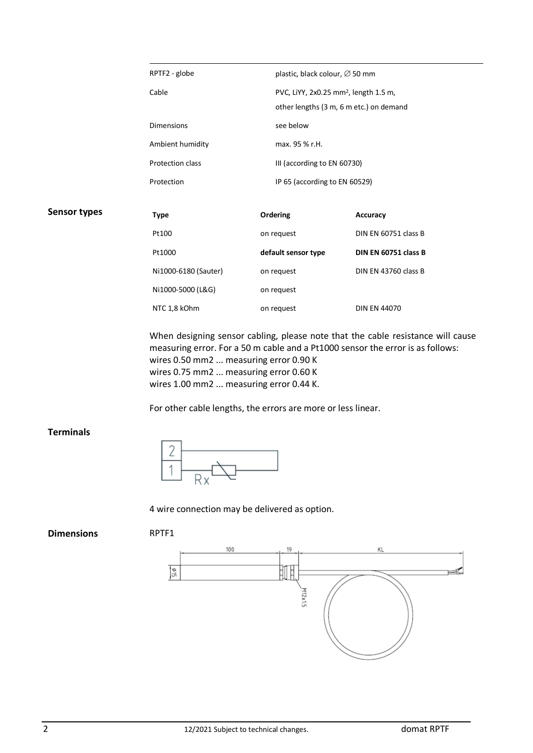| | |
|---|---|
| RPTF2 - globe | plastic, black colour, ∅ 50 mm |
| Cable | PVC, LiYY, 2x0.25 mm², length 1.5 m, other lengths (3 m, 6 m etc.) on demand |
| Dimensions | see below |
| Ambient humidity | max. 95 % r.H. |
| Protection class | III (according to EN 60730) |
| Protection | IP 65 (according to EN 60529) |

## Sensor types

| Type | Ordering | Accuracy |
|---|---|---|
| Pt100 | on request | DIN EN 60751 class B |
| Pt1000 | **default sensor type** | **DIN EN 60751 class B** |
| Ni1000-6180 (Sauter) | on request | DIN EN 43760 class B |
| Ni1000-5000 (L&G) | on request | |
| NTC 1,8 kOhm | on request | DIN EN 44070 |

When designing sensor cabling, please note that the cable resistance will cause measuring error. For a 50 m cable and a Pt1000 sensor the error is as follows:
wires 0.50 mm2 ... measuring error 0.90 K
wires 0.75 mm2 ... measuring error 0.60 K
wires 1.00 mm2 ... measuring error 0.44 K.

For other cable lengths, the errors are more or less linear.

## Terminals

4 wire connection may be delivered as option.

## Dimensions

RPTF1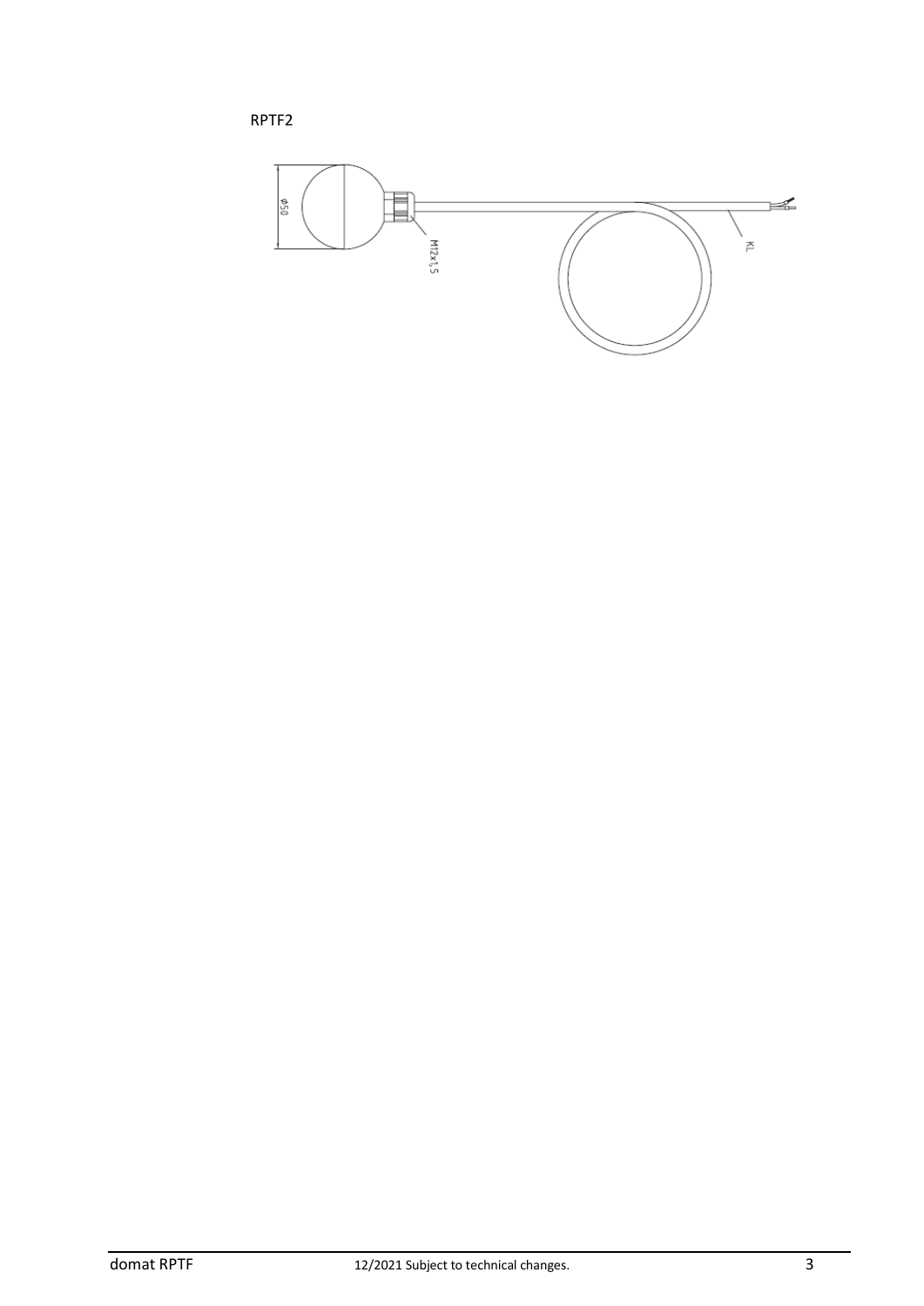RPTF2

Ø50

M12x1,5

KL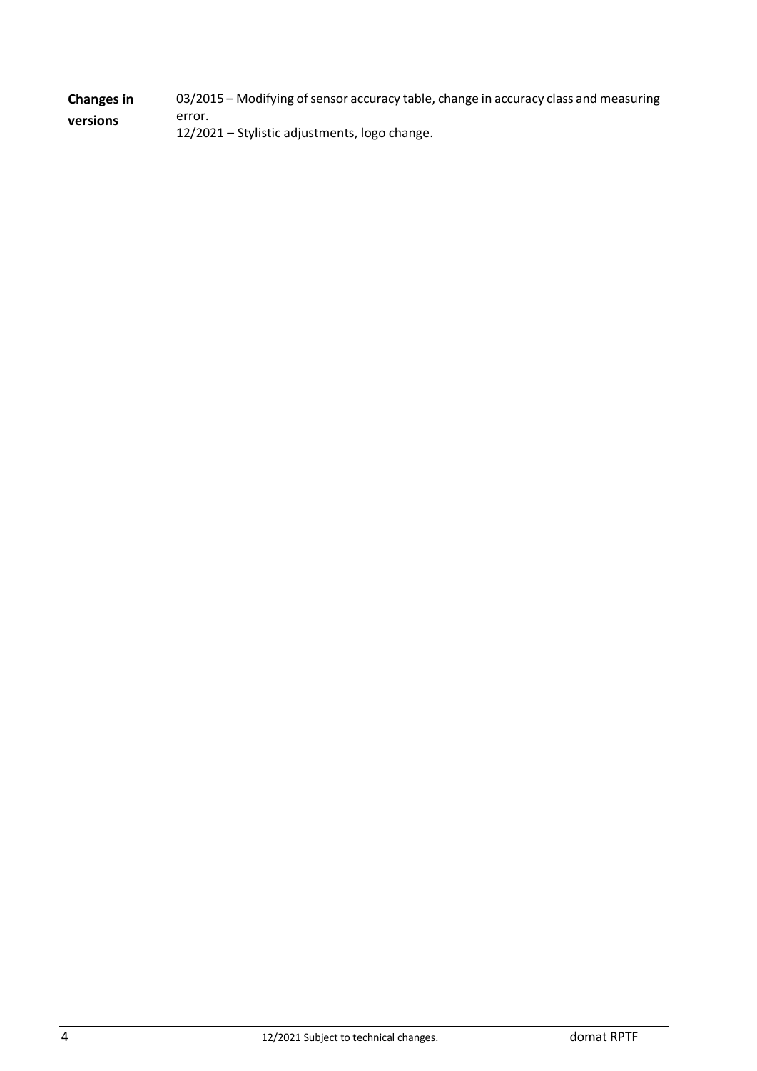**Changes in versions**

03/2015 – Modifying of sensor accuracy table, change in accuracy class and measuring error.
12/2021 – Stylistic adjustments, logo change.